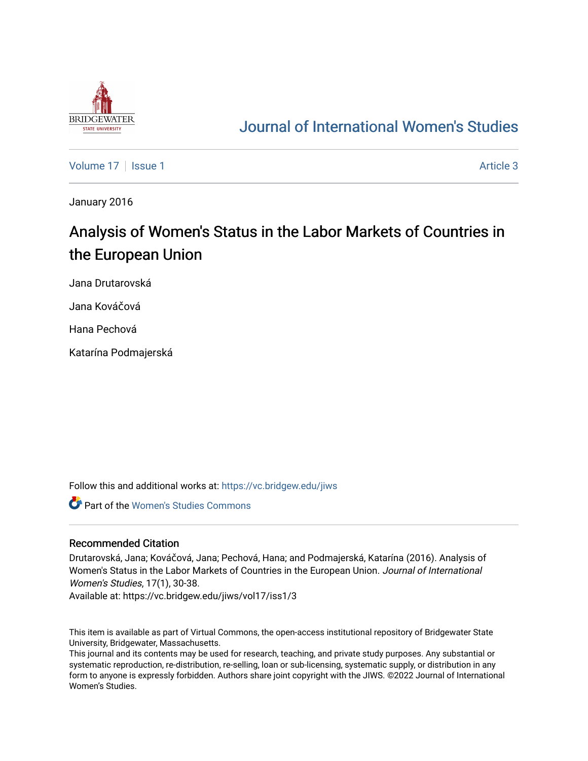# Journal of International Women's Studies

Volume 17 | Issue 1 | Article 3

January 2016

# Analysis of Women's Status in the Labor Markets of Countries in the European Union

Jana Drutarovská

Jana Kováčová

Hana Pechová

Katarína Podmajerská

Follow this and additional works at: https://vc.bridgew.edu/jiws

Part of the Women's Studies Commons

## Recommended Citation

Drutarovská, Jana; Kováčová, Jana; Pechová, Hana; and Podmajerská, Katarína (2016). Analysis of Women's Status in the Labor Markets of Countries in the European Union. *Journal of International Women's Studies*, 17(1), 30-38.

Available at: https://vc.bridgew.edu/jiws/vol17/iss1/3

This item is available as part of Virtual Commons, the open-access institutional repository of Bridgewater State University, Bridgewater, Massachusetts.

This journal and its contents may be used for research, teaching, and private study purposes. Any substantial or systematic reproduction, re-distribution, re-selling, loan or sub-licensing, systematic supply, or distribution in any form to anyone is expressly forbidden. Authors share joint copyright with the JIWS. ©2022 Journal of International Women's Studies.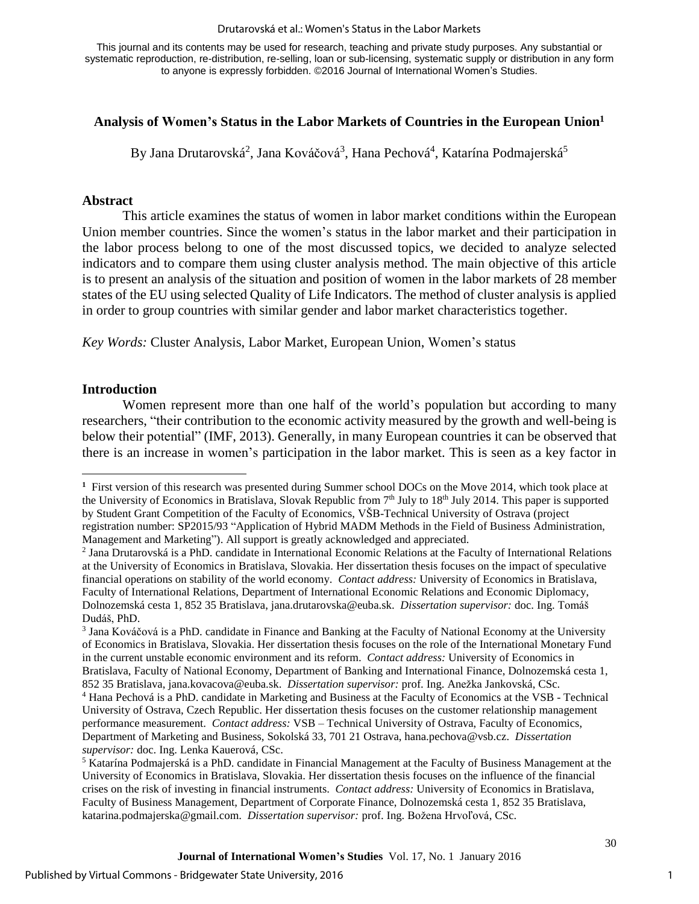This journal and its contents may be used for research, teaching and private study purposes. Any substantial or systematic reproduction, re-distribution, re-selling, loan or sub-licensing, systematic supply or distribution in any form to anyone is expressly forbidden. ©2016 Journal of International Women's Studies.

# Analysis of Women's Status in the Labor Markets of Countries in the European Union[1]

By Jana Drutarovská[2], Jana Kováčová[3], Hana Pechová[4], Katarína Podmajerská[5]

## Abstract

This article examines the status of women in labor market conditions within the European Union member countries. Since the women's status in the labor market and their participation in the labor process belong to one of the most discussed topics, we decided to analyze selected indicators and to compare them using cluster analysis method. The main objective of this article is to present an analysis of the situation and position of women in the labor markets of 28 member states of the EU using selected Quality of Life Indicators. The method of cluster analysis is applied in order to group countries with similar gender and labor market characteristics together.

*Key Words:* Cluster Analysis, Labor Market, European Union, Women's status

## Introduction

Women represent more than one half of the world's population but according to many researchers, "their contribution to the economic activity measured by the growth and well-being is below their potential" (IMF, 2013). Generally, in many European countries it can be observed that there is an increase in women's participation in the labor market. This is seen as a key factor in

---

[1] First version of this research was presented during Summer school DOCs on the Move 2014, which took place at the University of Economics in Bratislava, Slovak Republic from 7th July to 18th July 2014. This paper is supported by Student Grant Competition of the Faculty of Economics, VŠB-Technical University of Ostrava (project registration number: SP2015/93 "Application of Hybrid MADM Methods in the Field of Business Administration, Management and Marketing"). All support is greatly acknowledged and appreciated.

[2] Jana Drutarovská is a PhD. candidate in International Economic Relations at the Faculty of International Relations at the University of Economics in Bratislava, Slovakia. Her dissertation thesis focuses on the impact of speculative financial operations on stability of the world economy. *Contact address:* University of Economics in Bratislava, Faculty of International Relations, Department of International Economic Relations and Economic Diplomacy, Dolnozemská cesta 1, 852 35 Bratislava, jana.drutarovska@euba.sk. *Dissertation supervisor:* doc. Ing. Tomáš Dudáš, PhD.

[3] Jana Kováčová is a PhD. candidate in Finance and Banking at the Faculty of National Economy at the University of Economics in Bratislava, Slovakia. Her dissertation thesis focuses on the role of the International Monetary Fund in the current unstable economic environment and its reform. *Contact address:* University of Economics in Bratislava, Faculty of National Economy, Department of Banking and International Finance, Dolnozemská cesta 1, 852 35 Bratislava, jana.kovacova@euba.sk. *Dissertation supervisor:* prof. Ing. Anežka Jankovská, CSc.

[4] Hana Pechová is a PhD. candidate in Marketing and Business at the Faculty of Economics at the VSB - Technical University of Ostrava, Czech Republic. Her dissertation thesis focuses on the customer relationship management performance measurement. *Contact address:* VSB – Technical University of Ostrava, Faculty of Economics, Department of Marketing and Business, Sokolská 33, 701 21 Ostrava, hana.pechova@vsb.cz. *Dissertation supervisor:* doc. Ing. Lenka Kauerová, CSc.

[5] Katarína Podmajerská is a PhD. candidate in Financial Management at the Faculty of Business Management at the University of Economics in Bratislava, Slovakia. Her dissertation thesis focuses on the influence of the financial crises on the risk of investing in financial instruments. *Contact address:* University of Economics in Bratislava, Faculty of Business Management, Department of Corporate Finance, Dolnozemská cesta 1, 852 35 Bratislava, katarina.podmajerska@gmail.com. *Dissertation supervisor:* prof. Ing. Božena Hrvoľová, CSc.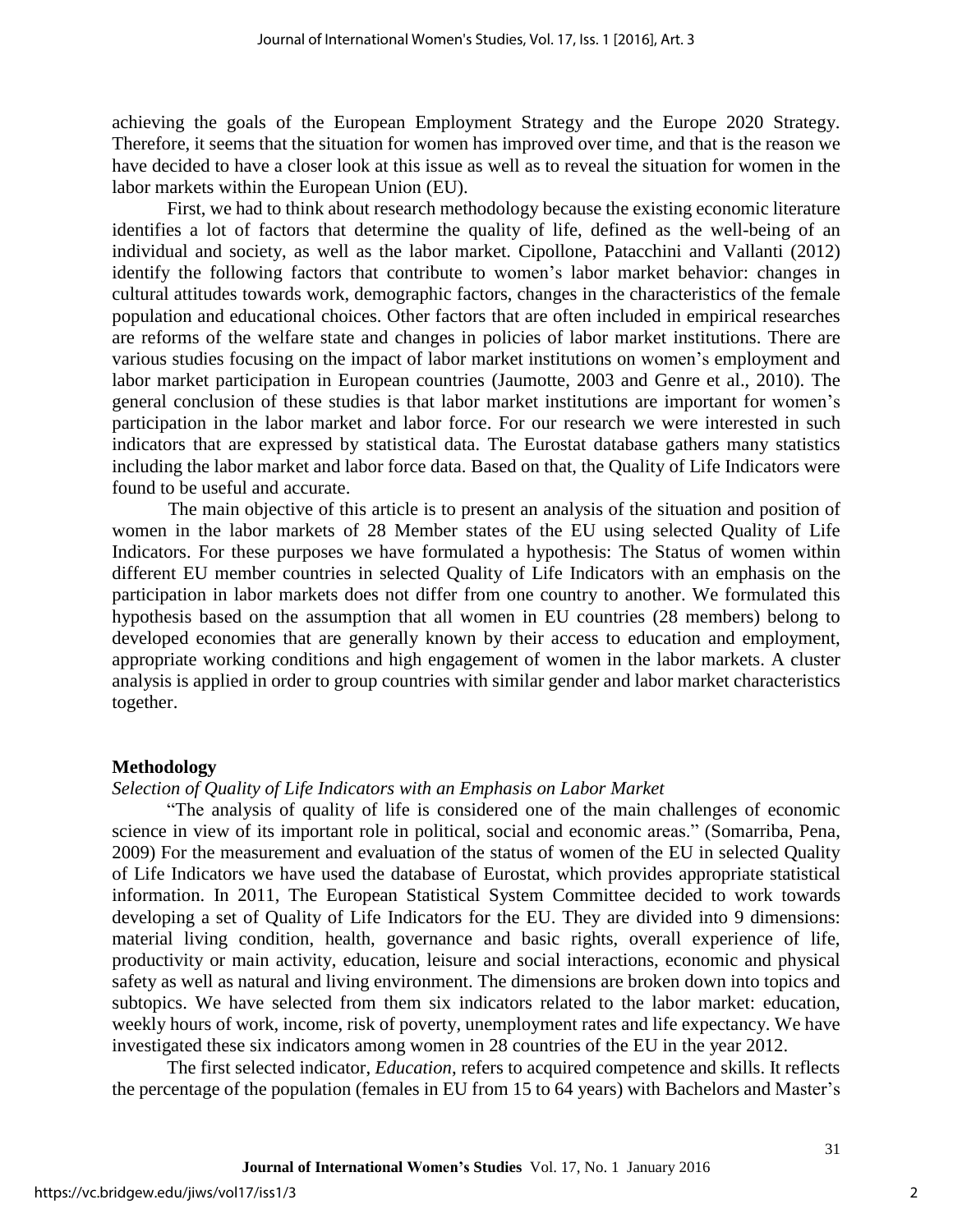achieving the goals of the European Employment Strategy and the Europe 2020 Strategy. Therefore, it seems that the situation for women has improved over time, and that is the reason we have decided to have a closer look at this issue as well as to reveal the situation for women in the labor markets within the European Union (EU).

First, we had to think about research methodology because the existing economic literature identifies a lot of factors that determine the quality of life, defined as the well-being of an individual and society, as well as the labor market. Cipollone, Patacchini and Vallanti (2012) identify the following factors that contribute to women's labor market behavior: changes in cultural attitudes towards work, demographic factors, changes in the characteristics of the female population and educational choices. Other factors that are often included in empirical researches are reforms of the welfare state and changes in policies of labor market institutions. There are various studies focusing on the impact of labor market institutions on women's employment and labor market participation in European countries (Jaumotte, 2003 and Genre et al., 2010). The general conclusion of these studies is that labor market institutions are important for women's participation in the labor market and labor force. For our research we were interested in such indicators that are expressed by statistical data. The Eurostat database gathers many statistics including the labor market and labor force data. Based on that, the Quality of Life Indicators were found to be useful and accurate.

The main objective of this article is to present an analysis of the situation and position of women in the labor markets of 28 Member states of the EU using selected Quality of Life Indicators. For these purposes we have formulated a hypothesis: The Status of women within different EU member countries in selected Quality of Life Indicators with an emphasis on the participation in labor markets does not differ from one country to another. We formulated this hypothesis based on the assumption that all women in EU countries (28 members) belong to developed economies that are generally known by their access to education and employment, appropriate working conditions and high engagement of women in the labor markets. A cluster analysis is applied in order to group countries with similar gender and labor market characteristics together.

## Methodology

### *Selection of Quality of Life Indicators with an Emphasis on Labor Market*

"The analysis of quality of life is considered one of the main challenges of economic science in view of its important role in political, social and economic areas." (Somarriba, Pena, 2009) For the measurement and evaluation of the status of women of the EU in selected Quality of Life Indicators we have used the database of Eurostat, which provides appropriate statistical information. In 2011, The European Statistical System Committee decided to work towards developing a set of Quality of Life Indicators for the EU. They are divided into 9 dimensions: material living condition, health, governance and basic rights, overall experience of life, productivity or main activity, education, leisure and social interactions, economic and physical safety as well as natural and living environment. The dimensions are broken down into topics and subtopics. We have selected from them six indicators related to the labor market: education, weekly hours of work, income, risk of poverty, unemployment rates and life expectancy. We have investigated these six indicators among women in 28 countries of the EU in the year 2012.

The first selected indicator, *Education*, refers to acquired competence and skills. It reflects the percentage of the population (females in EU from 15 to 64 years) with Bachelors and Master's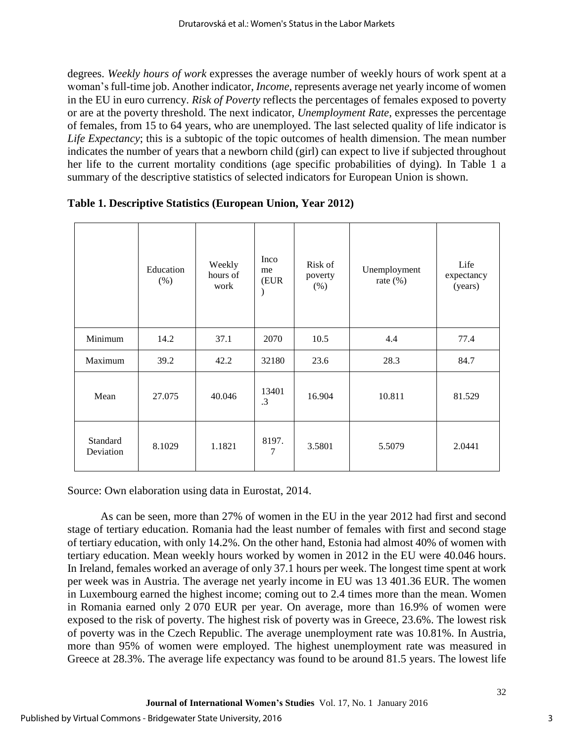degrees. *Weekly hours of work* expresses the average number of weekly hours of work spent at a woman's full-time job. Another indicator, *Income*, represents average net yearly income of women in the EU in euro currency. *Risk of Poverty* reflects the percentages of females exposed to poverty or are at the poverty threshold. The next indicator, *Unemployment Rate*, expresses the percentage of females, from 15 to 64 years, who are unemployed. The last selected quality of life indicator is *Life Expectancy*; this is a subtopic of the topic outcomes of health dimension. The mean number indicates the number of years that a newborn child (girl) can expect to live if subjected throughout her life to the current mortality conditions (age specific probabilities of dying). In Table 1 a summary of the descriptive statistics of selected indicators for European Union is shown.

**Table 1. Descriptive Statistics (European Union, Year 2012)**

| | Education (%) | Weekly hours of work | Income (EUR) | Risk of poverty (%) | Unemployment rate (%) | Life expectancy (years) |
|---|---|---|---|---|---|---|
| Minimum | 14.2 | 37.1 | 2070 | 10.5 | 4.4 | 77.4 |
| Maximum | 39.2 | 42.2 | 32180 | 23.6 | 28.3 | 84.7 |
| Mean | 27.075 | 40.046 | 13401.3 | 16.904 | 10.811 | 81.529 |
| Standard Deviation | 8.1029 | 1.1821 | 8197.7 | 3.5801 | 5.5079 | 2.0441 |

Source: Own elaboration using data in Eurostat, 2014.

As can be seen, more than 27% of women in the EU in the year 2012 had first and second stage of tertiary education. Romania had the least number of females with first and second stage of tertiary education, with only 14.2%. On the other hand, Estonia had almost 40% of women with tertiary education. Mean weekly hours worked by women in 2012 in the EU were 40.046 hours. In Ireland, females worked an average of only 37.1 hours per week. The longest time spent at work per week was in Austria. The average net yearly income in EU was 13 401.36 EUR. The women in Luxembourg earned the highest income; coming out to 2.4 times more than the mean. Women in Romania earned only 2 070 EUR per year. On average, more than 16.9% of women were exposed to the risk of poverty. The highest risk of poverty was in Greece, 23.6%. The lowest risk of poverty was in the Czech Republic. The average unemployment rate was 10.81%. In Austria, more than 95% of women were employed. The highest unemployment rate was measured in Greece at 28.3%. The average life expectancy was found to be around 81.5 years. The lowest life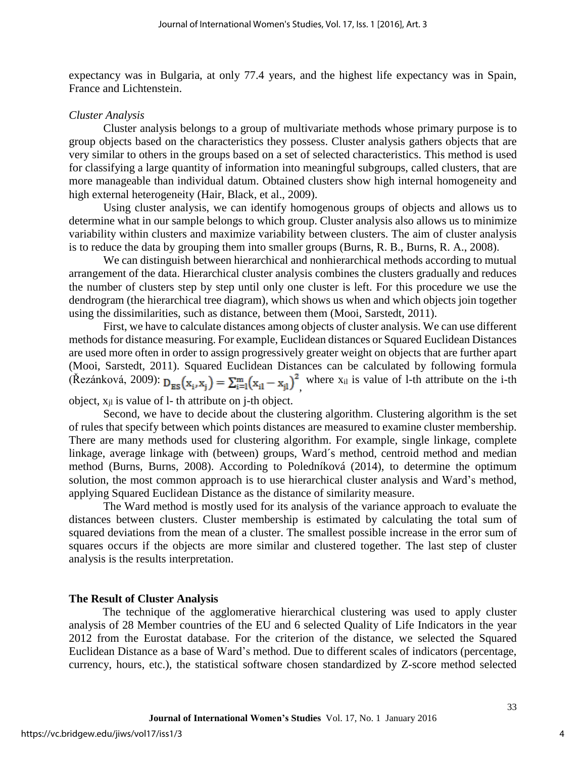expectancy was in Bulgaria, at only 77.4 years, and the highest life expectancy was in Spain, France and Lichtenstein.

*Cluster Analysis*

Cluster analysis belongs to a group of multivariate methods whose primary purpose is to group objects based on the characteristics they possess. Cluster analysis gathers objects that are very similar to others in the groups based on a set of selected characteristics. This method is used for classifying a large quantity of information into meaningful subgroups, called clusters, that are more manageable than individual datum. Obtained clusters show high internal homogeneity and high external heterogeneity (Hair, Black, et al., 2009).

Using cluster analysis, we can identify homogenous groups of objects and allows us to determine what in our sample belongs to which group. Cluster analysis also allows us to minimize variability within clusters and maximize variability between clusters. The aim of cluster analysis is to reduce the data by grouping them into smaller groups (Burns, R. B., Burns, R. A., 2008).

We can distinguish between hierarchical and nonhierarchical methods according to mutual arrangement of the data. Hierarchical cluster analysis combines the clusters gradually and reduces the number of clusters step by step until only one cluster is left. For this procedure we use the dendrogram (the hierarchical tree diagram), which shows us when and which objects join together using the dissimilarities, such as distance, between them (Mooi, Sarstedt, 2011).

First, we have to calculate distances among objects of cluster analysis. We can use different methods for distance measuring. For example, Euclidean distances or Squared Euclidean Distances are used more often in order to assign progressively greater weight on objects that are further apart (Mooi, Sarstedt, 2011). Squared Euclidean Distances can be calculated by following formula (Řezánková, 2009): $D_{ES}(x_i, x_j) = \sum_{i=1}^{m}(x_{il} - x_{jl})^2$, where $x_{il}$ is value of l-th attribute on the i-th object, $x_{jl}$ is value of l- th attribute on j-th object.

Second, we have to decide about the clustering algorithm. Clustering algorithm is the set of rules that specify between which points distances are measured to examine cluster membership. There are many methods used for clustering algorithm. For example, single linkage, complete linkage, average linkage with (between) groups, Ward´s method, centroid method and median method (Burns, Burns, 2008). According to Poledníková (2014), to determine the optimum solution, the most common approach is to use hierarchical cluster analysis and Ward's method, applying Squared Euclidean Distance as the distance of similarity measure.

The Ward method is mostly used for its analysis of the variance approach to evaluate the distances between clusters. Cluster membership is estimated by calculating the total sum of squared deviations from the mean of a cluster. The smallest possible increase in the error sum of squares occurs if the objects are more similar and clustered together. The last step of cluster analysis is the results interpretation.

## The Result of Cluster Analysis

The technique of the agglomerative hierarchical clustering was used to apply cluster analysis of 28 Member countries of the EU and 6 selected Quality of Life Indicators in the year 2012 from the Eurostat database. For the criterion of the distance, we selected the Squared Euclidean Distance as a base of Ward's method. Due to different scales of indicators (percentage, currency, hours, etc.), the statistical software chosen standardized by Z-score method selected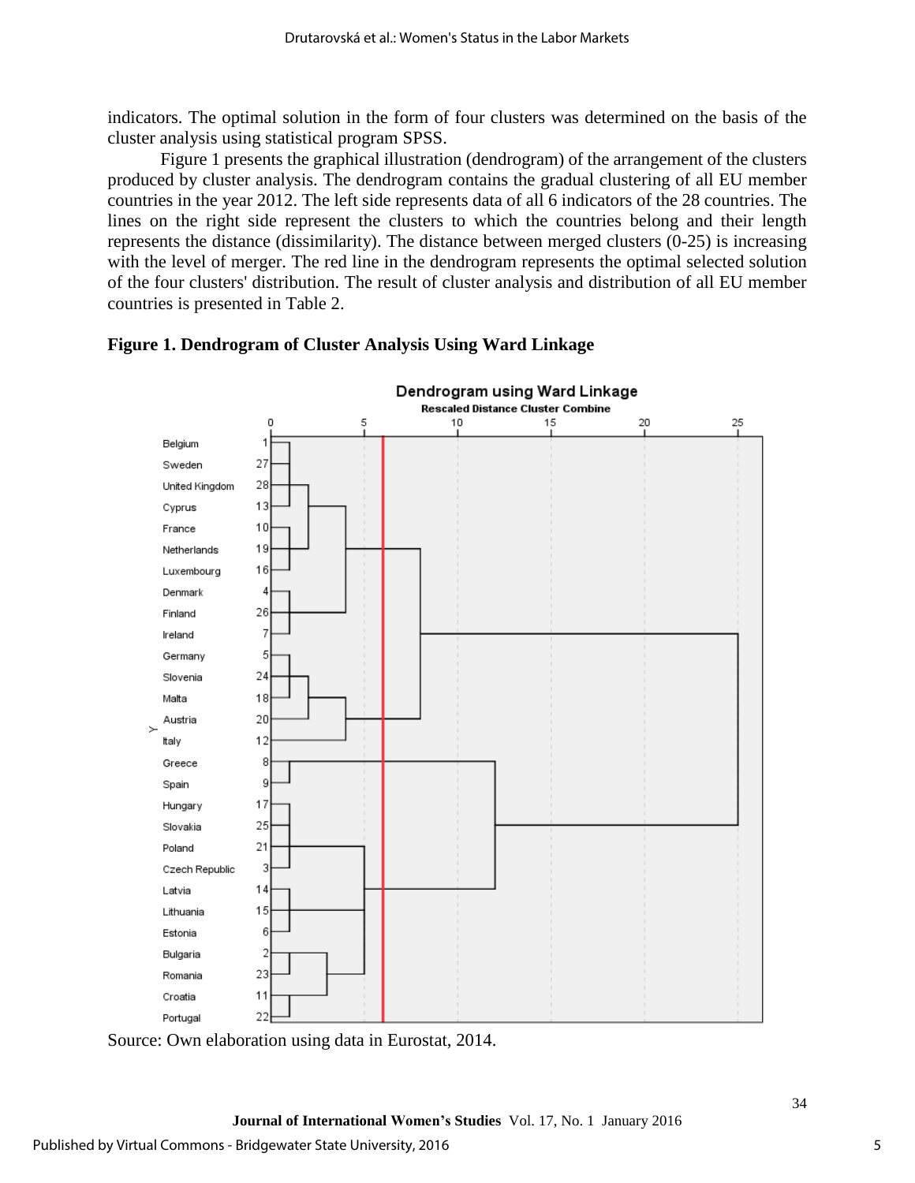indicators. The optimal solution in the form of four clusters was determined on the basis of the cluster analysis using statistical program SPSS.

Figure 1 presents the graphical illustration (dendrogram) of the arrangement of the clusters produced by cluster analysis. The dendrogram contains the gradual clustering of all EU member countries in the year 2012. The left side represents data of all 6 indicators of the 28 countries. The lines on the right side represent the clusters to which the countries belong and their length represents the distance (dissimilarity). The distance between merged clusters (0-25) is increasing with the level of merger. The red line in the dendrogram represents the optimal selected solution of the four clusters' distribution. The result of cluster analysis and distribution of all EU member countries is presented in Table 2.

**Figure 1. Dendrogram of Cluster Analysis Using Ward Linkage**

Source: Own elaboration using data in Eurostat, 2014.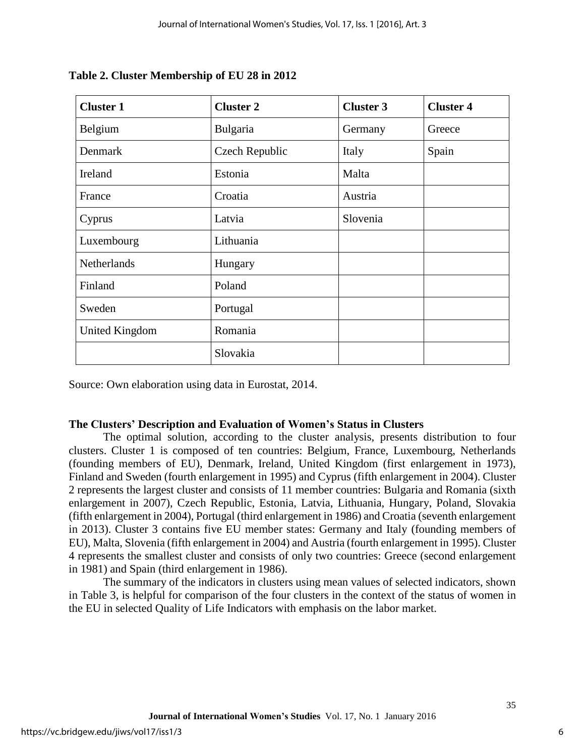**Table 2. Cluster Membership of EU 28 in 2012**

| Cluster 1 | Cluster 2 | Cluster 3 | Cluster 4 |
|---|---|---|---|
| Belgium | Bulgaria | Germany | Greece |
| Denmark | Czech Republic | Italy | Spain |
| Ireland | Estonia | Malta | |
| France | Croatia | Austria | |
| Cyprus | Latvia | Slovenia | |
| Luxembourg | Lithuania | | |
| Netherlands | Hungary | | |
| Finland | Poland | | |
| Sweden | Portugal | | |
| United Kingdom | Romania | | |
| | Slovakia | | |

Source: Own elaboration using data in Eurostat, 2014.

**The Clusters' Description and Evaluation of Women's Status in Clusters**

The optimal solution, according to the cluster analysis, presents distribution to four clusters. Cluster 1 is composed of ten countries: Belgium, France, Luxembourg, Netherlands (founding members of EU), Denmark, Ireland, United Kingdom (first enlargement in 1973), Finland and Sweden (fourth enlargement in 1995) and Cyprus (fifth enlargement in 2004). Cluster 2 represents the largest cluster and consists of 11 member countries: Bulgaria and Romania (sixth enlargement in 2007), Czech Republic, Estonia, Latvia, Lithuania, Hungary, Poland, Slovakia (fifth enlargement in 2004), Portugal (third enlargement in 1986) and Croatia (seventh enlargement in 2013). Cluster 3 contains five EU member states: Germany and Italy (founding members of EU), Malta, Slovenia (fifth enlargement in 2004) and Austria (fourth enlargement in 1995). Cluster 4 represents the smallest cluster and consists of only two countries: Greece (second enlargement in 1981) and Spain (third enlargement in 1986).

The summary of the indicators in clusters using mean values of selected indicators, shown in Table 3, is helpful for comparison of the four clusters in the context of the status of women in the EU in selected Quality of Life Indicators with emphasis on the labor market.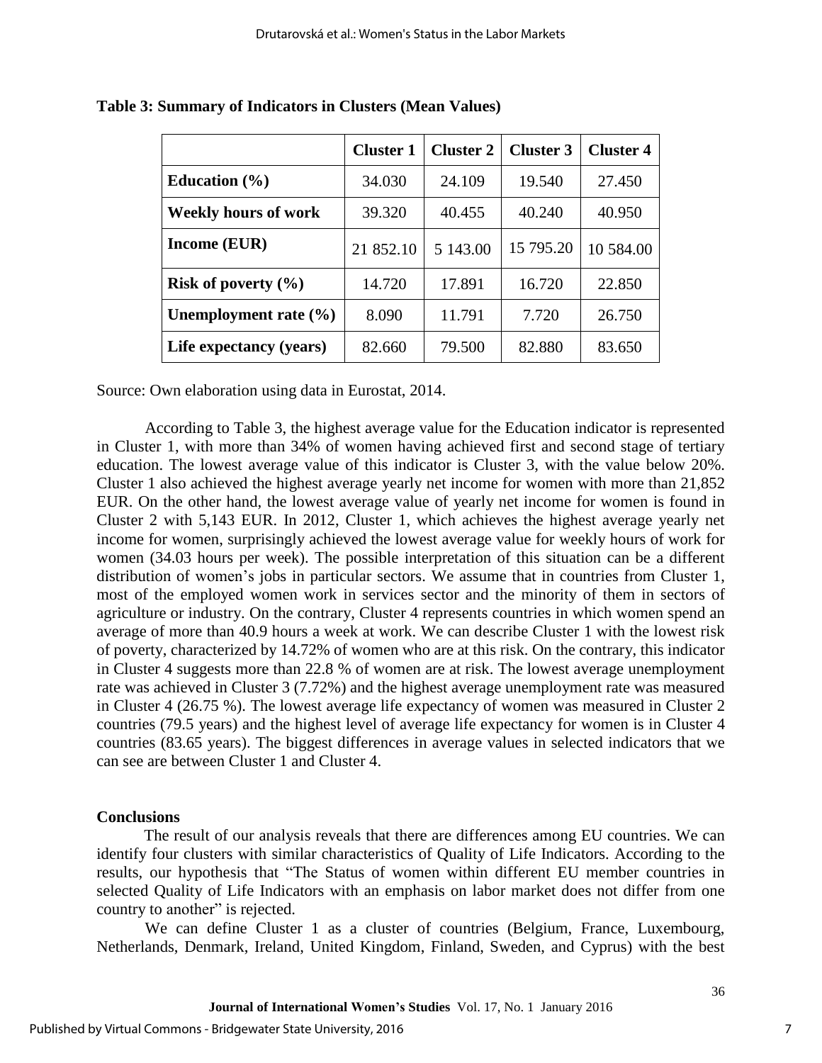**Table 3: Summary of Indicators in Clusters (Mean Values)**

| | Cluster 1 | Cluster 2 | Cluster 3 | Cluster 4 |
|---|---|---|---|---|
| **Education (%)** | 34.030 | 24.109 | 19.540 | 27.450 |
| **Weekly hours of work** | 39.320 | 40.455 | 40.240 | 40.950 |
| **Income (EUR)** | 21 852.10 | 5 143.00 | 15 795.20 | 10 584.00 |
| **Risk of poverty (%)** | 14.720 | 17.891 | 16.720 | 22.850 |
| **Unemployment rate (%)** | 8.090 | 11.791 | 7.720 | 26.750 |
| **Life expectancy (years)** | 82.660 | 79.500 | 82.880 | 83.650 |

Source: Own elaboration using data in Eurostat, 2014.

According to Table 3, the highest average value for the Education indicator is represented in Cluster 1, with more than 34% of women having achieved first and second stage of tertiary education. The lowest average value of this indicator is Cluster 3, with the value below 20%. Cluster 1 also achieved the highest average yearly net income for women with more than 21,852 EUR. On the other hand, the lowest average value of yearly net income for women is found in Cluster 2 with 5,143 EUR. In 2012, Cluster 1, which achieves the highest average yearly net income for women, surprisingly achieved the lowest average value for weekly hours of work for women (34.03 hours per week). The possible interpretation of this situation can be a different distribution of women's jobs in particular sectors. We assume that in countries from Cluster 1, most of the employed women work in services sector and the minority of them in sectors of agriculture or industry. On the contrary, Cluster 4 represents countries in which women spend an average of more than 40.9 hours a week at work. We can describe Cluster 1 with the lowest risk of poverty, characterized by 14.72% of women who are at this risk. On the contrary, this indicator in Cluster 4 suggests more than 22.8 % of women are at risk. The lowest average unemployment rate was achieved in Cluster 3 (7.72%) and the highest average unemployment rate was measured in Cluster 4 (26.75 %). The lowest average life expectancy of women was measured in Cluster 2 countries (79.5 years) and the highest level of average life expectancy for women is in Cluster 4 countries (83.65 years). The biggest differences in average values in selected indicators that we can see are between Cluster 1 and Cluster 4.

## Conclusions

The result of our analysis reveals that there are differences among EU countries. We can identify four clusters with similar characteristics of Quality of Life Indicators. According to the results, our hypothesis that "The Status of women within different EU member countries in selected Quality of Life Indicators with an emphasis on labor market does not differ from one country to another" is rejected.

We can define Cluster 1 as a cluster of countries (Belgium, France, Luxembourg, Netherlands, Denmark, Ireland, United Kingdom, Finland, Sweden, and Cyprus) with the best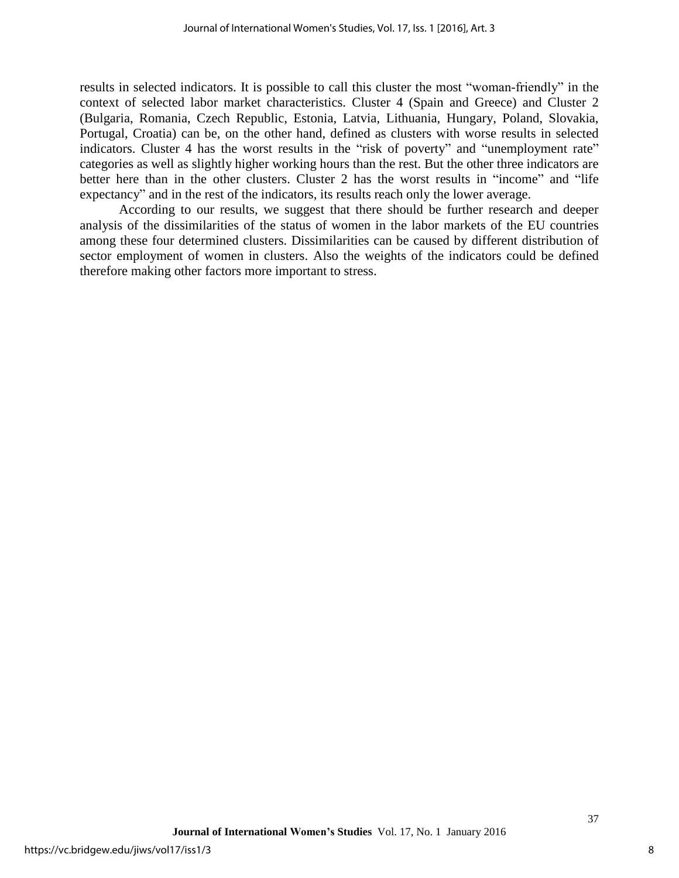results in selected indicators. It is possible to call this cluster the most "woman-friendly" in the context of selected labor market characteristics. Cluster 4 (Spain and Greece) and Cluster 2 (Bulgaria, Romania, Czech Republic, Estonia, Latvia, Lithuania, Hungary, Poland, Slovakia, Portugal, Croatia) can be, on the other hand, defined as clusters with worse results in selected indicators. Cluster 4 has the worst results in the "risk of poverty" and "unemployment rate" categories as well as slightly higher working hours than the rest. But the other three indicators are better here than in the other clusters. Cluster 2 has the worst results in "income" and "life expectancy" and in the rest of the indicators, its results reach only the lower average.

According to our results, we suggest that there should be further research and deeper analysis of the dissimilarities of the status of women in the labor markets of the EU countries among these four determined clusters. Dissimilarities can be caused by different distribution of sector employment of women in clusters. Also the weights of the indicators could be defined therefore making other factors more important to stress.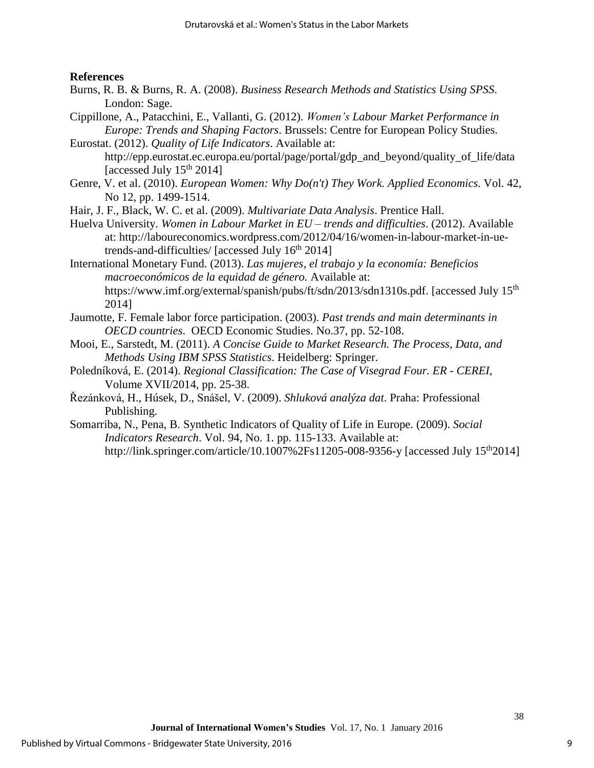**References**

Burns, R. B. & Burns, R. A. (2008). *Business Research Methods and Statistics Using SPSS*. London: Sage.

Cippillone, A., Patacchini, E., Vallanti, G. (2012). *Women's Labour Market Performance in Europe: Trends and Shaping Factors*. Brussels: Centre for European Policy Studies.

Eurostat. (2012). *Quality of Life Indicators*. Available at: http://epp.eurostat.ec.europa.eu/portal/page/portal/gdp_and_beyond/quality_of_life/data [accessed July 15th 2014]

Genre, V. et al. (2010). *European Women: Why Do(n't) They Work. Applied Economics*. Vol. 42, No 12, pp. 1499-1514.

Hair, J. F., Black, W. C. et al. (2009). *Multivariate Data Analysis*. Prentice Hall.

Huelva University. *Women in Labour Market in EU – trends and difficulties*. (2012). Available at: http://laboureconomics.wordpress.com/2012/04/16/women-in-labour-market-in-ue-trends-and-difficulties/ [accessed July 16th 2014]

International Monetary Fund. (2013). *Las mujeres, el trabajo y la economía: Beneficios macroeconómicos de la equidad de género.* Available at: https://www.imf.org/external/spanish/pubs/ft/sdn/2013/sdn1310s.pdf. [accessed July 15th 2014]

Jaumotte, F. Female labor force participation. (2003). *Past trends and main determinants in OECD countries*. OECD Economic Studies. No.37, pp. 52-108.

Mooi, E., Sarstedt, M. (2011). *A Concise Guide to Market Research. The Process, Data, and Methods Using IBM SPSS Statistics*. Heidelberg: Springer.

Poledníková, E. (2014). *Regional Classification: The Case of Visegrad Four. ER - CEREI*, Volume XVII/2014, pp. 25-38.

Řezánková, H., Húsek, D., Snášel, V. (2009). *Shluková analýza dat*. Praha: Professional Publishing.

Somarriba, N., Pena, B. Synthetic Indicators of Quality of Life in Europe. (2009). *Social Indicators Research*. Vol. 94, No. 1. pp. 115-133. Available at: http://link.springer.com/article/10.1007%2Fs11205-008-9356-y [accessed July 15th2014]